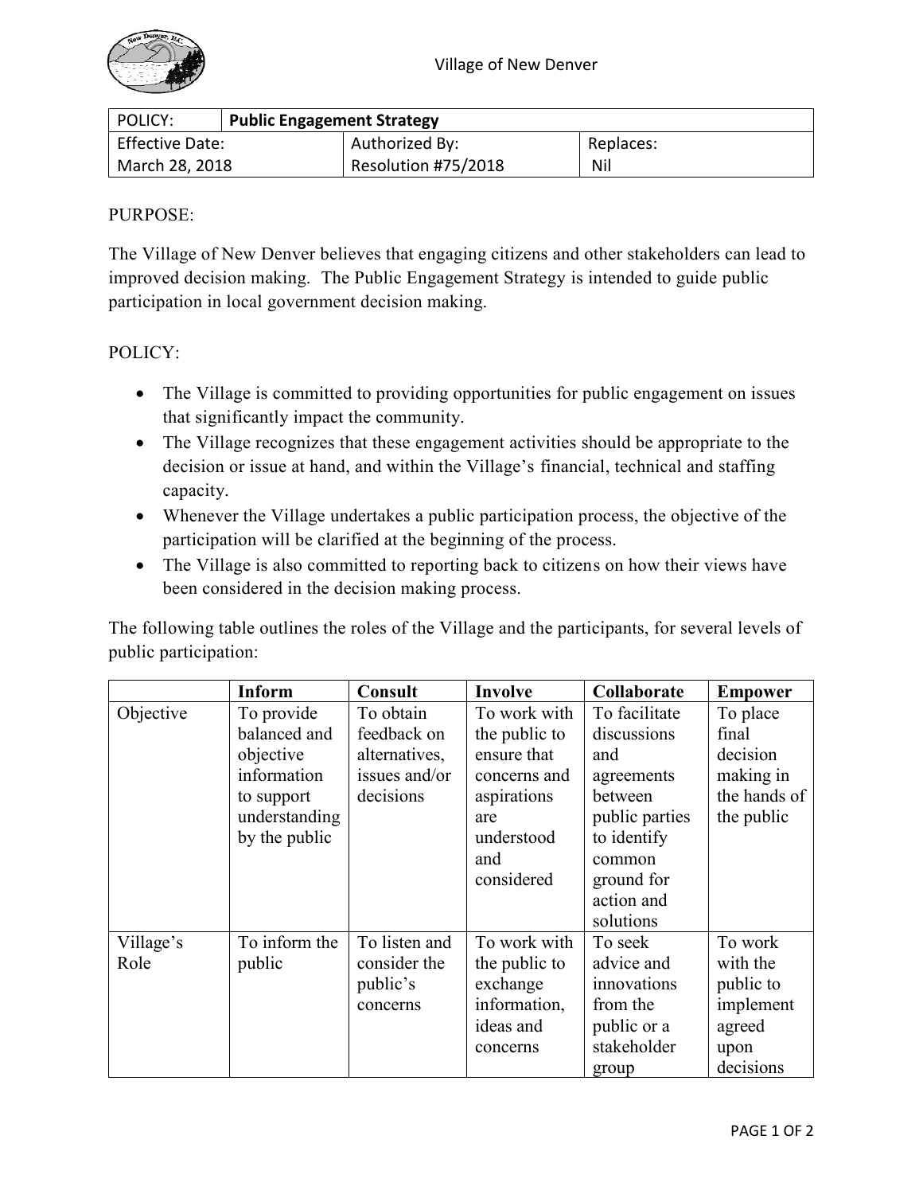Village of New Denver

| POLICY: | Public Engagement Strategy | |
|---|---|---|
| Effective Date: March 28, 2018 | Authorized By: Resolution #75/2018 | Replaces: Nil |

PURPOSE:

The Village of New Denver believes that engaging citizens and other stakeholders can lead to improved decision making. The Public Engagement Strategy is intended to guide public participation in local government decision making.

POLICY:

- The Village is committed to providing opportunities for public engagement on issues that significantly impact the community.
- The Village recognizes that these engagement activities should be appropriate to the decision or issue at hand, and within the Village's financial, technical and staffing capacity.
- Whenever the Village undertakes a public participation process, the objective of the participation will be clarified at the beginning of the process.
- The Village is also committed to reporting back to citizens on how their views have been considered in the decision making process.

The following table outlines the roles of the Village and the participants, for several levels of public participation:

| | **Inform** | **Consult** | **Involve** | **Collaborate** | **Empower** |
|---|---|---|---|---|---|
| Objective | To provide balanced and objective information to support understanding by the public | To obtain feedback on alternatives, issues and/or decisions | To work with the public to ensure that concerns and aspirations are understood and considered | To facilitate discussions and agreements between public parties to identify common ground for action and solutions | To place final decision making in the hands of the public |
| Village's Role | To inform the public | To listen and consider the public's concerns | To work with the public to exchange information, ideas and concerns | To seek advice and innovations from the public or a stakeholder group | To work with the public to implement agreed upon decisions |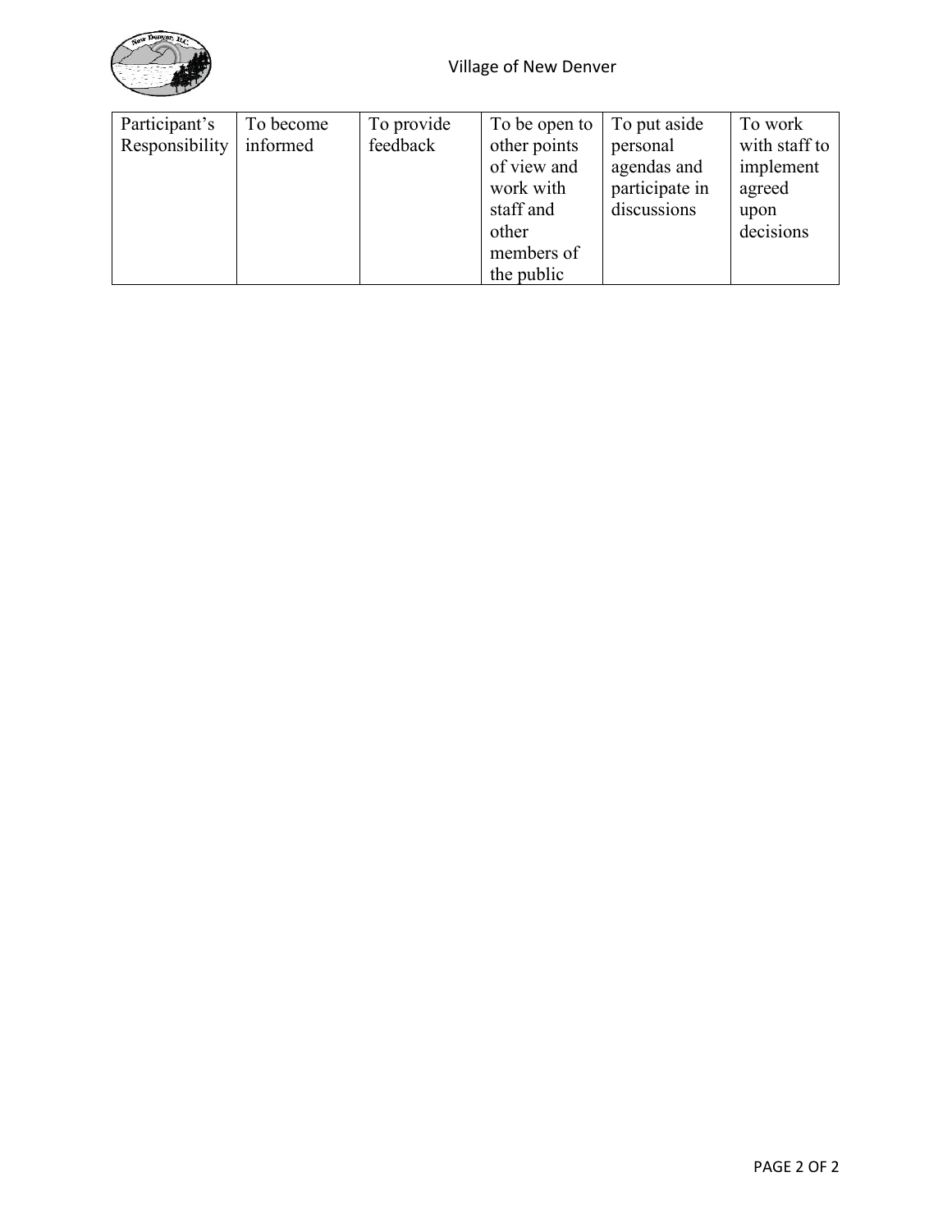| | | | | | |
|---|---|---|---|---|---|
| Participant's Responsibility | To become informed | To provide feedback | To be open to other points of view and work with staff and other members of the public | To put aside personal agendas and participate in discussions | To work with staff to implement agreed upon decisions |